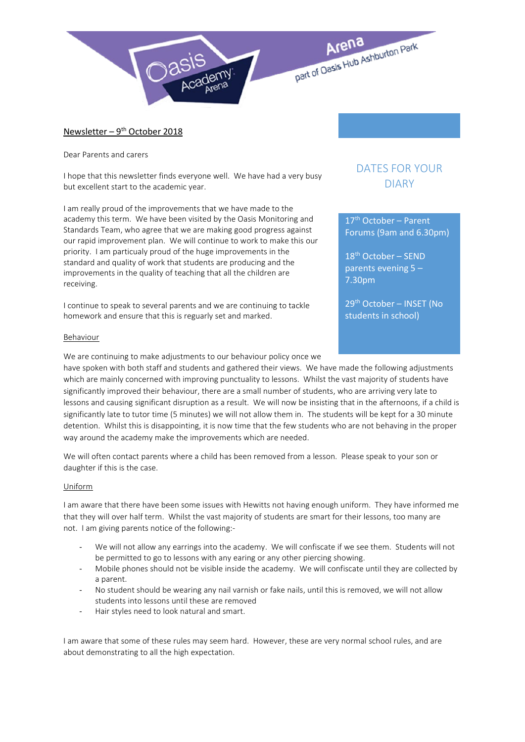# Newsletter – 9th October 2018

Dear Parents and carers

I hope that this newsletter finds everyone well. We have had a very busy but excellent start to the academic year.

I am really proud of the improvements that we have made to the academy this term. We have been visited by the Oasis Monitoring and Standards Team, who agree that we are making good progress against our rapid improvement plan. We will continue to work to make this our priority. I am particualy proud of the huge improvements in the standard and quality of work that students are producing and the improvements in the quality of teaching that all the children are receiving.

I continue to speak to several parents and we are continuing to tackle homework and ensure that this is reguarly set and marked.

## DATES FOR YOUR DIARY

17th October – Parent Forums (9am and 6.30pm)

18th October – SEND parents evening 5 – 7.30pm

29th October – INSET (No students in school)

## Behaviour

We are continuing to make adjustments to our behaviour policy once we have spoken with both staff and students and gathered their views. We have made the following adjustments which are mainly concerned with improving punctuality to lessons. Whilst the vast majority of students have significantly improved their behaviour, there are a small number of students, who are arriving very late to lessons and causing significant disruption as a result. We will now be insisting that in the afternoons, if a child is significantly late to tutor time (5 minutes) we will not allow them in. The students will be kept for a 30 minute detention. Whilst this is disappointing, it is now time that the few students who are not behaving in the proper way around the academy make the improvements which are needed.

We will often contact parents where a child has been removed from a lesson. Please speak to your son or daughter if this is the case.

## Uniform

I am aware that there have been some issues with Hewitts not having enough uniform. They have informed me that they will over half term. Whilst the vast majority of students are smart for their lessons, too many are not. I am giving parents notice of the following:-

- We will not allow any earrings into the academy. We will confiscate if we see them. Students will not be permitted to go to lessons with any earing or any other piercing showing.
- Mobile phones should not be visible inside the academy. We will confiscate until they are collected by a parent.
- No student should be wearing any nail varnish or fake nails, until this is removed, we will not allow students into lessons until these are removed
- Hair styles need to look natural and smart.

I am aware that some of these rules may seem hard. However, these are very normal school rules, and are about demonstrating to all the high expectation.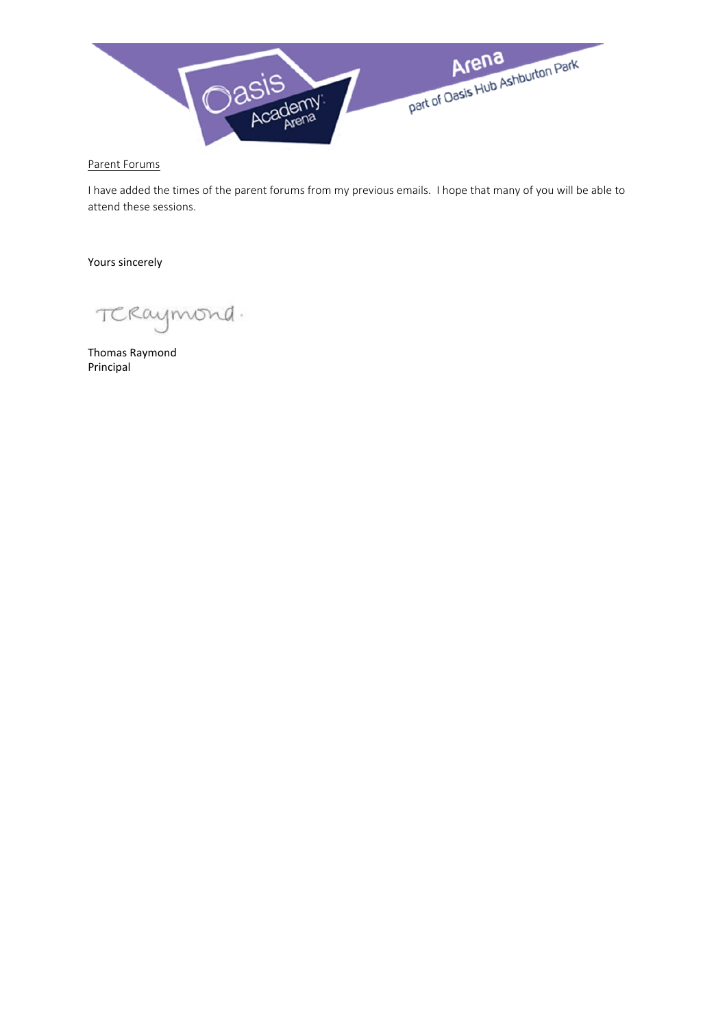Parent Forums

I have added the times of the parent forums from my previous emails. I hope that many of you will be able to attend these sessions.

Yours sincerely

TCRaymond.

Thomas Raymond
Principal